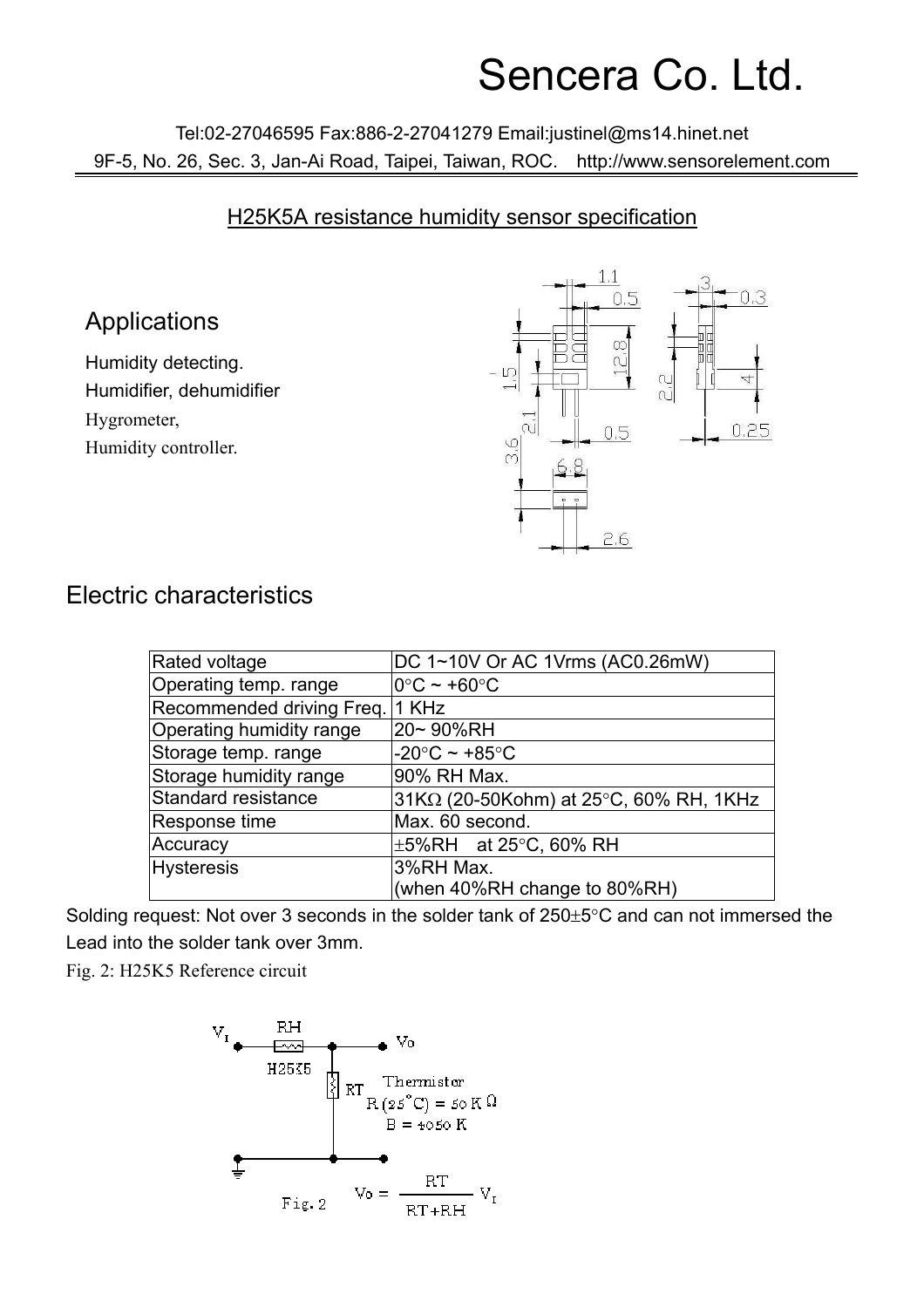# Sencera Co. Ltd.

Tel:02-27046595 Fax:886-2-27041279 Email:justinel@ms14.hinet.net
9F-5, No. 26, Sec. 3, Jan-Ai Road, Taipei, Taiwan, ROC.  http://www.sensorelement.com

## H25K5A resistance humidity sensor specification

## Applications

Humidity detecting.
Humidifier, dehumidifier
Hygrometer,
Humidity controller.

## Electric characteristics

| Rated voltage | DC 1~10V Or AC 1Vrms (AC0.26mW) |
|---|---|
| Operating temp. range | 0°C ~ +60°C |
| Recommended driving Freq. | 1 KHz |
| Operating humidity range | 20~ 90%RH |
| Storage temp. range | -20°C ~ +85°C |
| Storage humidity range | 90% RH Max. |
| Standard resistance | 31KΩ (20-50Kohm) at 25°C, 60% RH, 1KHz |
| Response time | Max. 60 second. |
| Accuracy | ±5%RH  at 25°C, 60% RH |
| Hysteresis | 3%RH Max. (when 40%RH change to 80%RH) |

Solding request: Not over 3 seconds in the solder tank of 250±5°C and can not immersed the Lead into the solder tank over 3mm.

Fig. 2: H25K5 Reference circuit

Thermistor $R(25^\circ C) = 50\,K\Omega$, $B = 4050\,K$

$$V_o = \frac{RT}{RT+RH} V_I$$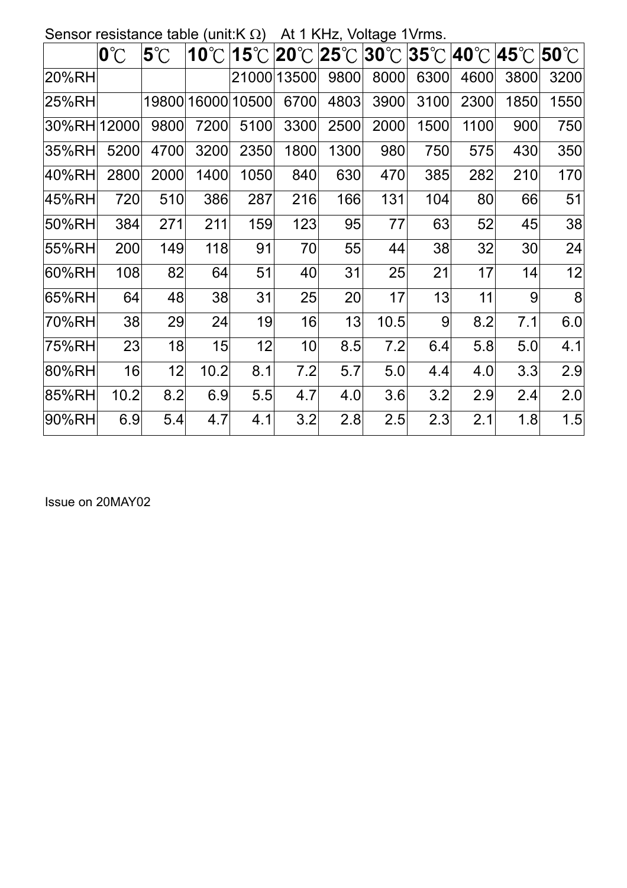Sensor resistance table (unit:K Ω)  At 1 KHz, Voltage 1Vrms.

| | 0℃ | 5℃ | 10℃ | 15℃ | 20℃ | 25℃ | 30℃ | 35℃ | 40℃ | 45℃ | 50℃ |
|---|---|---|---|---|---|---|---|---|---|---|---|
| 20%RH | | | | 21000 | 13500 | 9800 | 8000 | 6300 | 4600 | 3800 | 3200 |
| 25%RH | | 19800 | 16000 | 10500 | 6700 | 4803 | 3900 | 3100 | 2300 | 1850 | 1550 |
| 30%RH | 12000 | 9800 | 7200 | 5100 | 3300 | 2500 | 2000 | 1500 | 1100 | 900 | 750 |
| 35%RH | 5200 | 4700 | 3200 | 2350 | 1800 | 1300 | 980 | 750 | 575 | 430 | 350 |
| 40%RH | 2800 | 2000 | 1400 | 1050 | 840 | 630 | 470 | 385 | 282 | 210 | 170 |
| 45%RH | 720 | 510 | 386 | 287 | 216 | 166 | 131 | 104 | 80 | 66 | 51 |
| 50%RH | 384 | 271 | 211 | 159 | 123 | 95 | 77 | 63 | 52 | 45 | 38 |
| 55%RH | 200 | 149 | 118 | 91 | 70 | 55 | 44 | 38 | 32 | 30 | 24 |
| 60%RH | 108 | 82 | 64 | 51 | 40 | 31 | 25 | 21 | 17 | 14 | 12 |
| 65%RH | 64 | 48 | 38 | 31 | 25 | 20 | 17 | 13 | 11 | 9 | 8 |
| 70%RH | 38 | 29 | 24 | 19 | 16 | 13 | 10.5 | 9 | 8.2 | 7.1 | 6.0 |
| 75%RH | 23 | 18 | 15 | 12 | 10 | 8.5 | 7.2 | 6.4 | 5.8 | 5.0 | 4.1 |
| 80%RH | 16 | 12 | 10.2 | 8.1 | 7.2 | 5.7 | 5.0 | 4.4 | 4.0 | 3.3 | 2.9 |
| 85%RH | 10.2 | 8.2 | 6.9 | 5.5 | 4.7 | 4.0 | 3.6 | 3.2 | 2.9 | 2.4 | 2.0 |
| 90%RH | 6.9 | 5.4 | 4.7 | 4.1 | 3.2 | 2.8 | 2.5 | 2.3 | 2.1 | 1.8 | 1.5 |

Issue on 20MAY02